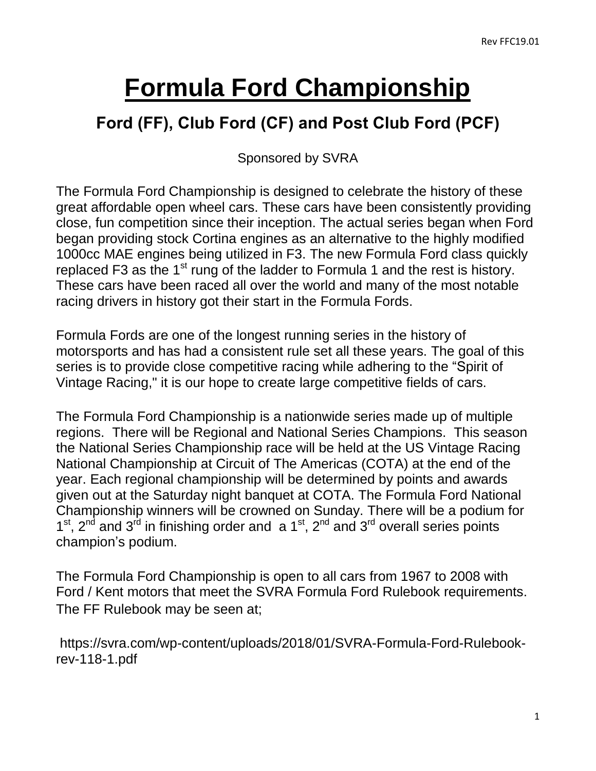# Formula Ford Championship

## Ford (FF), Club Ford (CF) and Post Club Ford (PCF)

Sponsored by SVRA

The Formula Ford Championship is designed to celebrate the history of these great affordable open wheel cars. These cars have been consistently providing close, fun competition since their inception. The actual series began when Ford began providing stock Cortina engines as an alternative to the highly modified 1000cc MAE engines being utilized in F3. The new Formula Ford class quickly replaced F3 as the 1st rung of the ladder to Formula 1 and the rest is history. These cars have been raced all over the world and many of the most notable racing drivers in history got their start in the Formula Fords.

Formula Fords are one of the longest running series in the history of motorsports and has had a consistent rule set all these years. The goal of this series is to provide close competitive racing while adhering to the “Spirit of Vintage Racing," it is our hope to create large competitive fields of cars.

The Formula Ford Championship is a nationwide series made up of multiple regions. There will be Regional and National Series Champions. This season the National Series Championship race will be held at the US Vintage Racing National Championship at Circuit of The Americas (COTA) at the end of the year. Each regional championship will be determined by points and awards given out at the Saturday night banquet at COTA. The Formula Ford National Championship winners will be crowned on Sunday. There will be a podium for 1st, 2nd and 3rd in finishing order and a 1st, 2nd and 3rd overall series points champion’s podium.

The Formula Ford Championship is open to all cars from 1967 to 2008 with Ford / Kent motors that meet the SVRA Formula Ford Rulebook requirements. The FF Rulebook may be seen at;

https://svra.com/wp-content/uploads/2018/01/SVRA-Formula-Ford-Rulebook-rev-118-1.pdf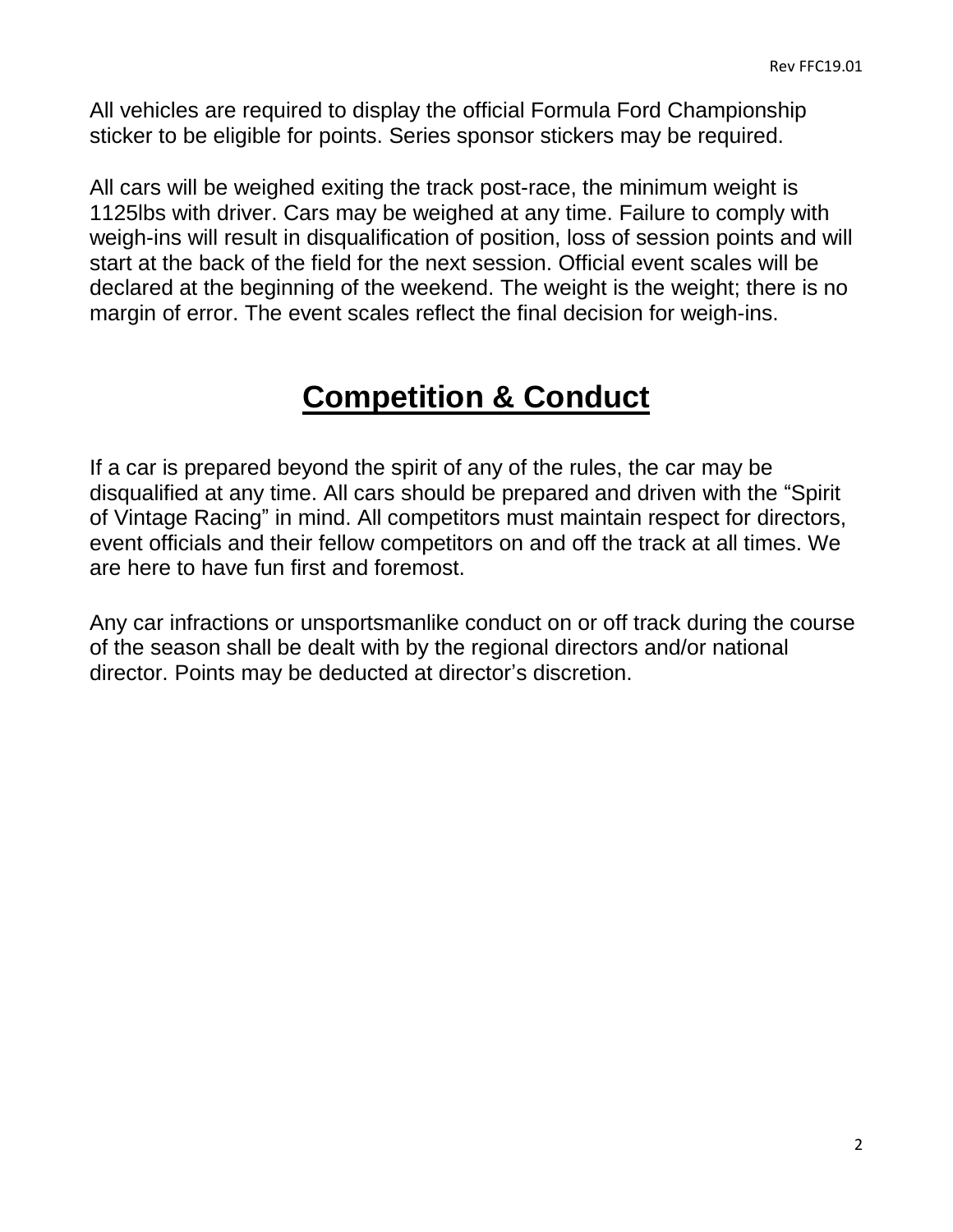All vehicles are required to display the official Formula Ford Championship sticker to be eligible for points. Series sponsor stickers may be required.

All cars will be weighed exiting the track post-race, the minimum weight is 1125lbs with driver. Cars may be weighed at any time. Failure to comply with weigh-ins will result in disqualification of position, loss of session points and will start at the back of the field for the next session. Official event scales will be declared at the beginning of the weekend. The weight is the weight; there is no margin of error. The event scales reflect the final decision for weigh-ins.

# **Competition & Conduct**

If a car is prepared beyond the spirit of any of the rules, the car may be disqualified at any time. All cars should be prepared and driven with the “Spirit of Vintage Racing” in mind. All competitors must maintain respect for directors, event officials and their fellow competitors on and off the track at all times. We are here to have fun first and foremost.

Any car infractions or unsportsmanlike conduct on or off track during the course of the season shall be dealt with by the regional directors and/or national director. Points may be deducted at director’s discretion.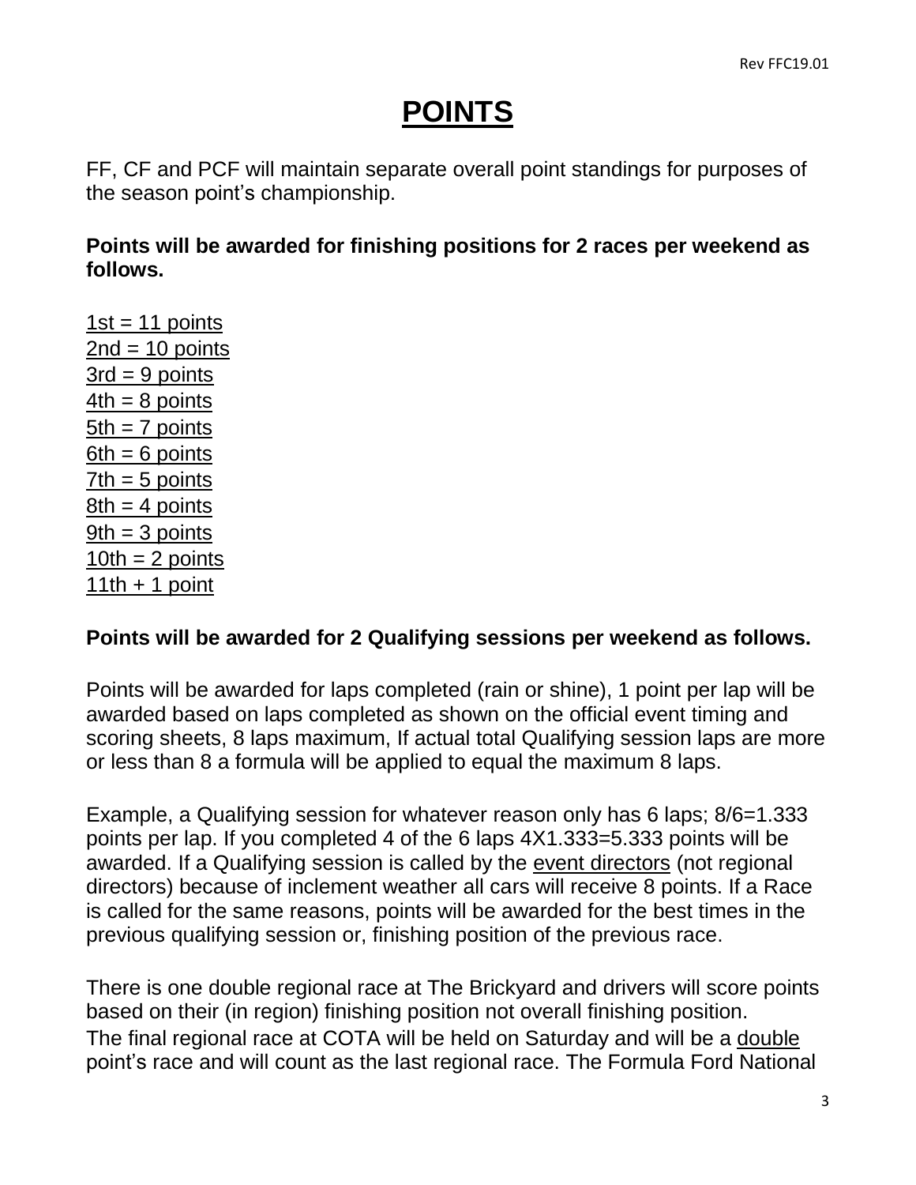# POINTS

FF, CF and PCF will maintain separate overall point standings for purposes of the season point's championship.

**Points will be awarded for finishing positions for 2 races per weekend as follows.**

<u>1st = 11 points</u>  
<u>2nd = 10 points</u>  
<u>3rd = 9 points</u>  
<u>4th = 8 points</u>  
<u>5th = 7 points</u>  
<u>6th = 6 points</u>  
<u>7th = 5 points</u>  
<u>8th = 4 points</u>  
<u>9th = 3 points</u>  
<u>10th = 2 points</u>  
<u>11th + 1 point</u>

**Points will be awarded for 2 Qualifying sessions per weekend as follows.**

Points will be awarded for laps completed (rain or shine), 1 point per lap will be awarded based on laps completed as shown on the official event timing and scoring sheets, 8 laps maximum, If actual total Qualifying session laps are more or less than 8 a formula will be applied to equal the maximum 8 laps.

Example, a Qualifying session for whatever reason only has 6 laps; 8/6=1.333 points per lap. If you completed 4 of the 6 laps 4X1.333=5.333 points will be awarded. If a Qualifying session is called by the <u>event directors</u> (not regional directors) because of inclement weather all cars will receive 8 points. If a Race is called for the same reasons, points will be awarded for the best times in the previous qualifying session or, finishing position of the previous race.

There is one double regional race at The Brickyard and drivers will score points based on their (in region) finishing position not overall finishing position.
The final regional race at COTA will be held on Saturday and will be a <u>double</u> point's race and will count as the last regional race. The Formula Ford National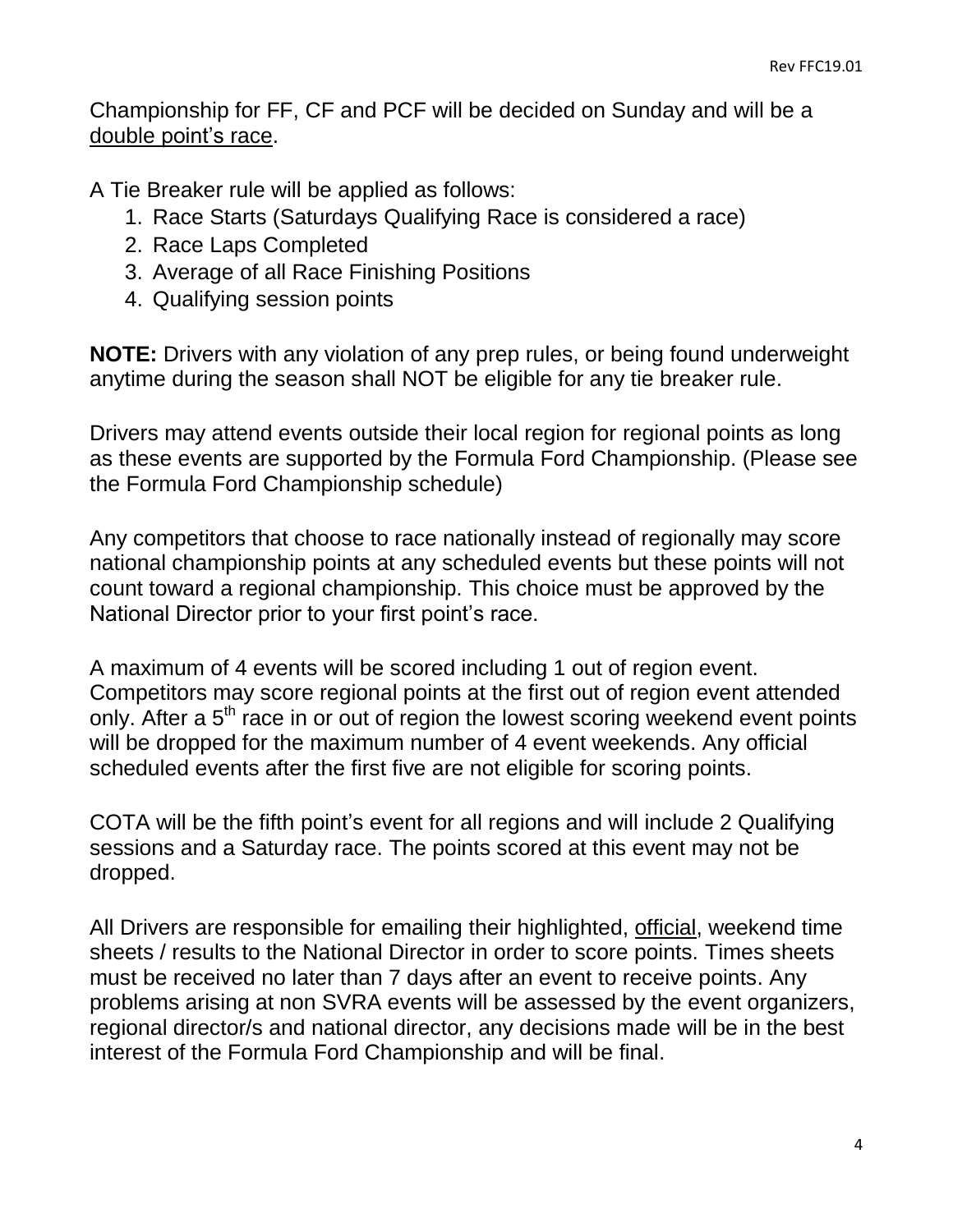Championship for FF, CF and PCF will be decided on Sunday and will be a double point's race.

A Tie Breaker rule will be applied as follows:

1. Race Starts (Saturdays Qualifying Race is considered a race)
2. Race Laps Completed
3. Average of all Race Finishing Positions
4. Qualifying session points

**NOTE:** Drivers with any violation of any prep rules, or being found underweight anytime during the season shall NOT be eligible for any tie breaker rule.

Drivers may attend events outside their local region for regional points as long as these events are supported by the Formula Ford Championship. (Please see the Formula Ford Championship schedule)

Any competitors that choose to race nationally instead of regionally may score national championship points at any scheduled events but these points will not count toward a regional championship. This choice must be approved by the National Director prior to your first point's race.

A maximum of 4 events will be scored including 1 out of region event. Competitors may score regional points at the first out of region event attended only. After a 5th race in or out of region the lowest scoring weekend event points will be dropped for the maximum number of 4 event weekends. Any official scheduled events after the first five are not eligible for scoring points.

COTA will be the fifth point's event for all regions and will include 2 Qualifying sessions and a Saturday race. The points scored at this event may not be dropped.

All Drivers are responsible for emailing their highlighted, official, weekend time sheets / results to the National Director in order to score points. Times sheets must be received no later than 7 days after an event to receive points. Any problems arising at non SVRA events will be assessed by the event organizers, regional director/s and national director, any decisions made will be in the best interest of the Formula Ford Championship and will be final.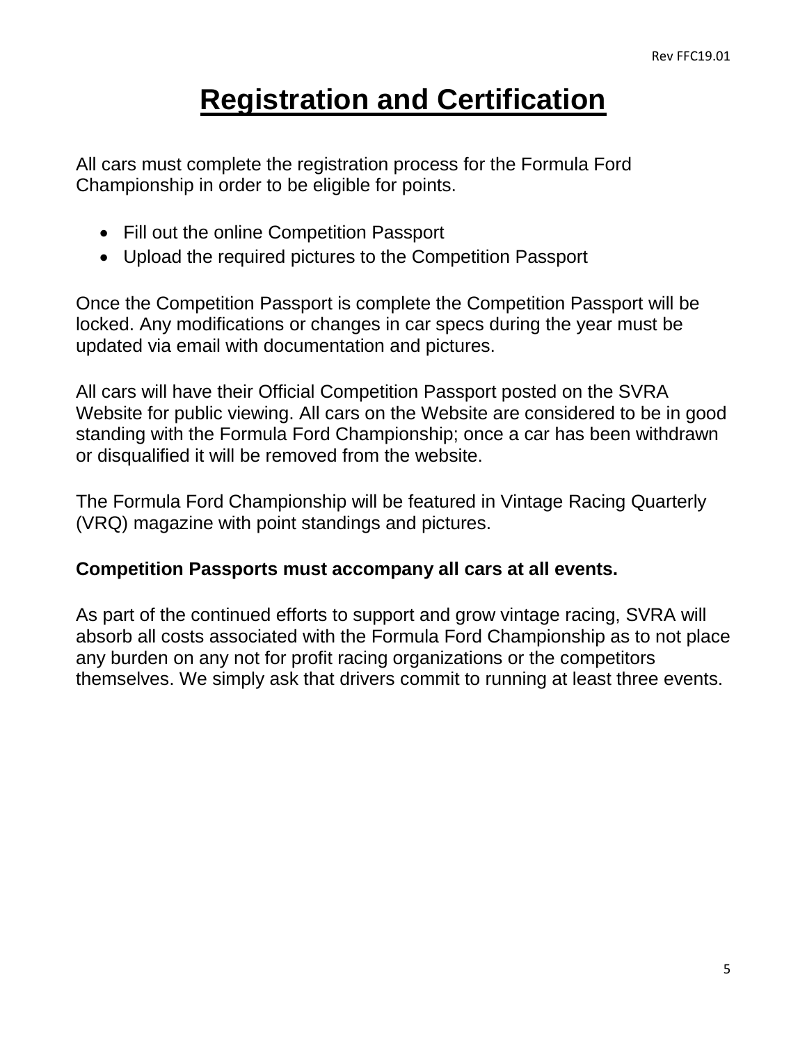# Registration and Certification

All cars must complete the registration process for the Formula Ford Championship in order to be eligible for points.

- Fill out the online Competition Passport
- Upload the required pictures to the Competition Passport

Once the Competition Passport is complete the Competition Passport will be locked. Any modifications or changes in car specs during the year must be updated via email with documentation and pictures.

All cars will have their Official Competition Passport posted on the SVRA Website for public viewing. All cars on the Website are considered to be in good standing with the Formula Ford Championship; once a car has been withdrawn or disqualified it will be removed from the website.

The Formula Ford Championship will be featured in Vintage Racing Quarterly (VRQ) magazine with point standings and pictures.

**Competition Passports must accompany all cars at all events.**

As part of the continued efforts to support and grow vintage racing, SVRA will absorb all costs associated with the Formula Ford Championship as to not place any burden on any not for profit racing organizations or the competitors themselves. We simply ask that drivers commit to running at least three events.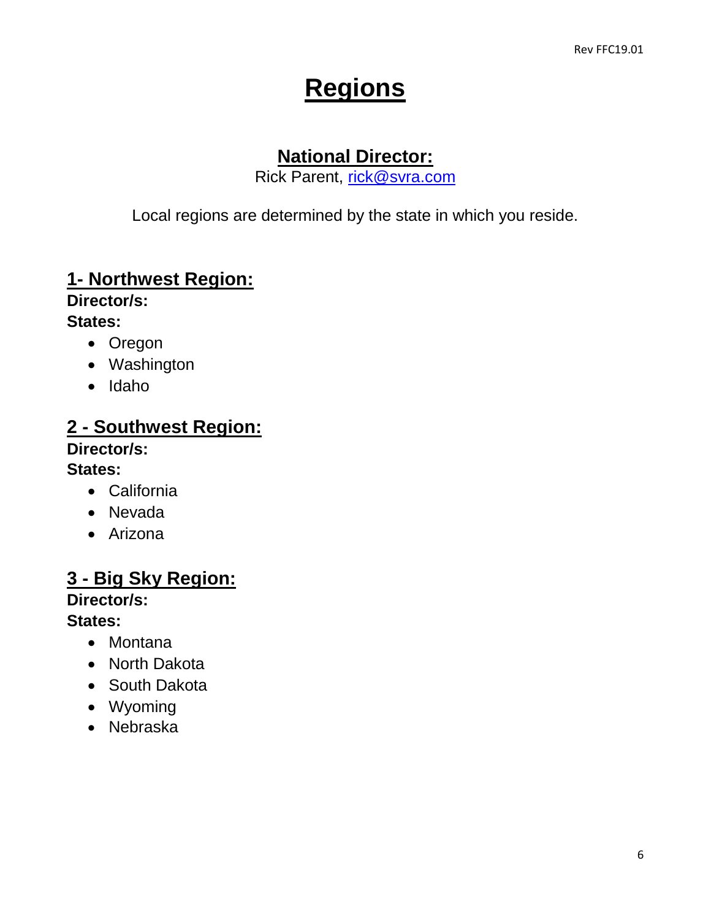# Regions

## National Director:

Rick Parent, rick@svra.com

Local regions are determined by the state in which you reside.

## 1- Northwest Region:

**Director/s:**

**States:**

- Oregon
- Washington
- Idaho

## 2 - Southwest Region:

**Director/s:**

**States:**

- California
- Nevada
- Arizona

## 3 - Big Sky Region:

**Director/s:**

**States:**

- Montana
- North Dakota
- South Dakota
- Wyoming
- Nebraska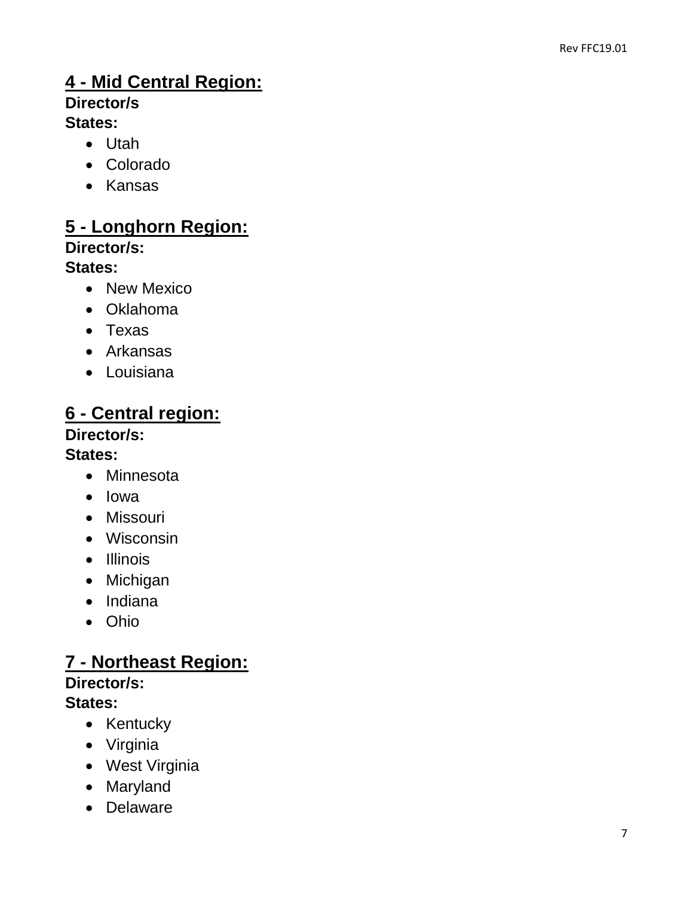## 4 - Mid Central Region:

**Director/s**

**States:**

- Utah
- Colorado
- Kansas

## 5 - Longhorn Region:

**Director/s:**

**States:**

- New Mexico
- Oklahoma
- Texas
- Arkansas
- Louisiana

## 6 - Central region:

**Director/s:**

**States:**

- Minnesota
- Iowa
- Missouri
- Wisconsin
- Illinois
- Michigan
- Indiana
- Ohio

## 7 - Northeast Region:

**Director/s:**

**States:**

- Kentucky
- Virginia
- West Virginia
- Maryland
- Delaware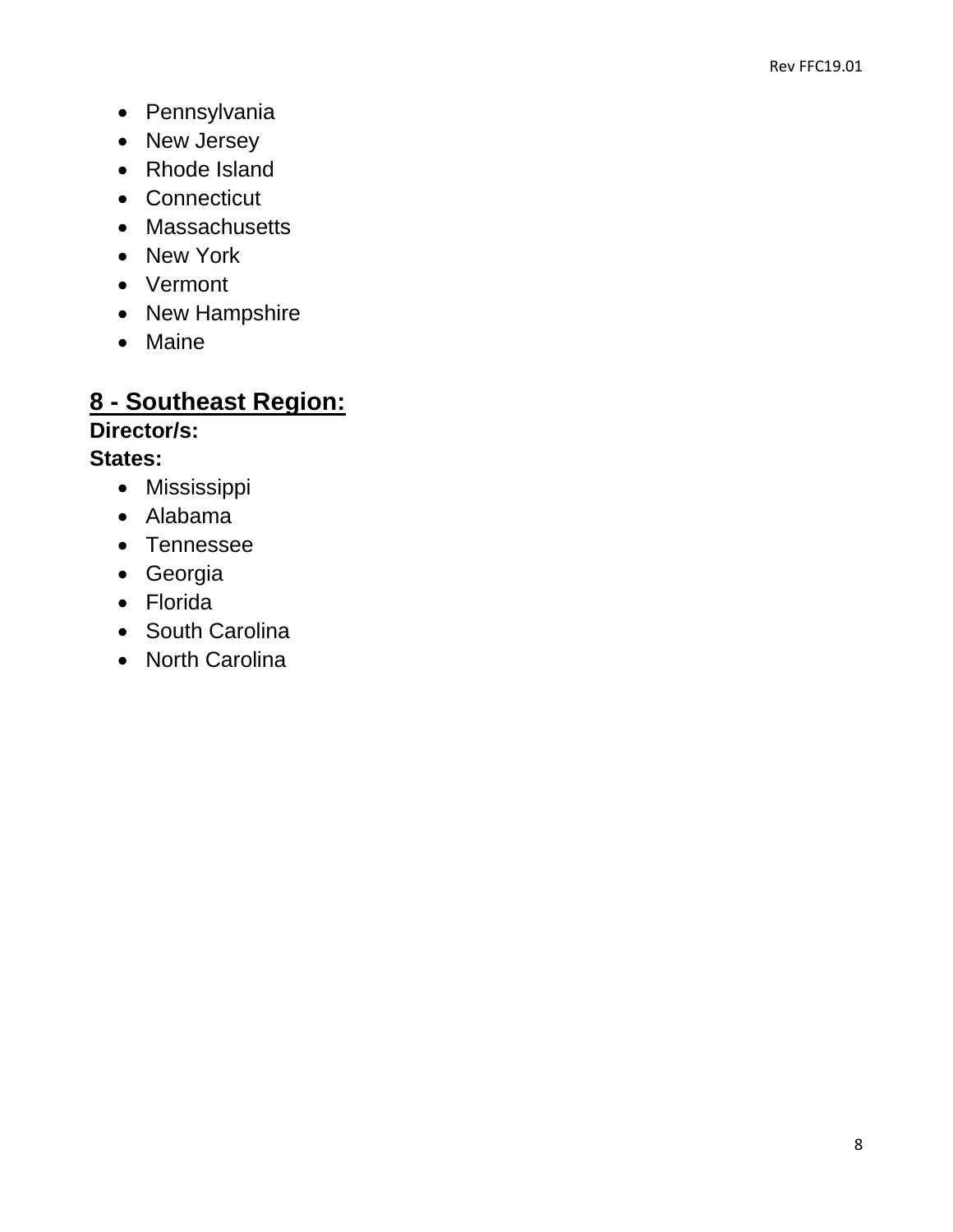- Pennsylvania
- New Jersey
- Rhode Island
- Connecticut
- Massachusetts
- New York
- Vermont
- New Hampshire
- Maine

## 8 - Southeast Region:

**Director/s:**

**States:**

- Mississippi
- Alabama
- Tennessee
- Georgia
- Florida
- South Carolina
- North Carolina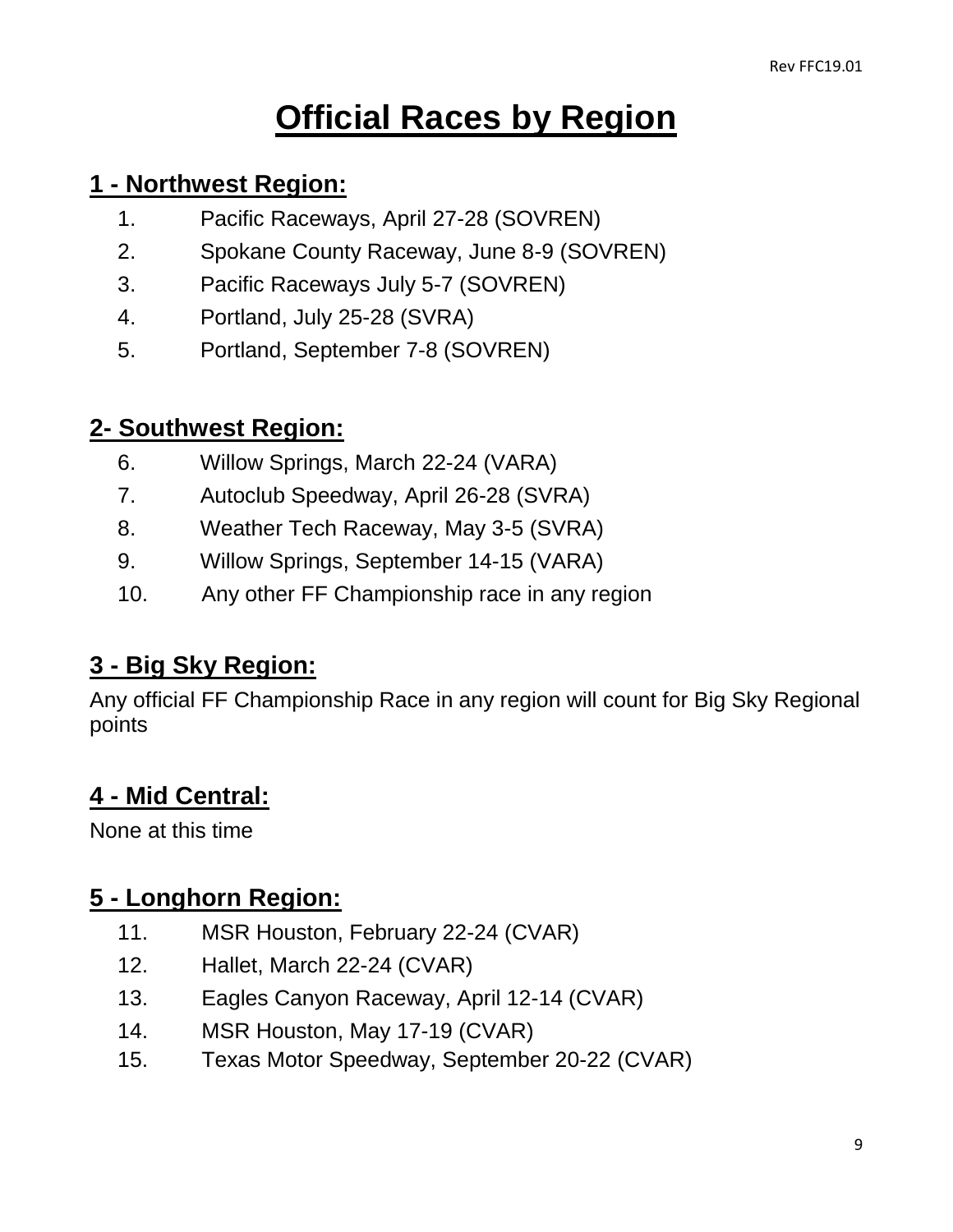# Official Races by Region

## 1 - Northwest Region:

1. Pacific Raceways, April 27-28 (SOVREN)
2. Spokane County Raceway, June 8-9 (SOVREN)
3. Pacific Raceways July 5-7 (SOVREN)
4. Portland, July 25-28 (SVRA)
5. Portland, September 7-8 (SOVREN)

## 2- Southwest Region:

6. Willow Springs, March 22-24 (VARA)
7. Autoclub Speedway, April 26-28 (SVRA)
8. Weather Tech Raceway, May 3-5 (SVRA)
9. Willow Springs, September 14-15 (VARA)
10. Any other FF Championship race in any region

## 3 - Big Sky Region:

Any official FF Championship Race in any region will count for Big Sky Regional points

## 4 - Mid Central:

None at this time

## 5 - Longhorn Region:

11. MSR Houston, February 22-24 (CVAR)
12. Hallet, March 22-24 (CVAR)
13. Eagles Canyon Raceway, April 12-14 (CVAR)
14. MSR Houston, May 17-19 (CVAR)
15. Texas Motor Speedway, September 20-22 (CVAR)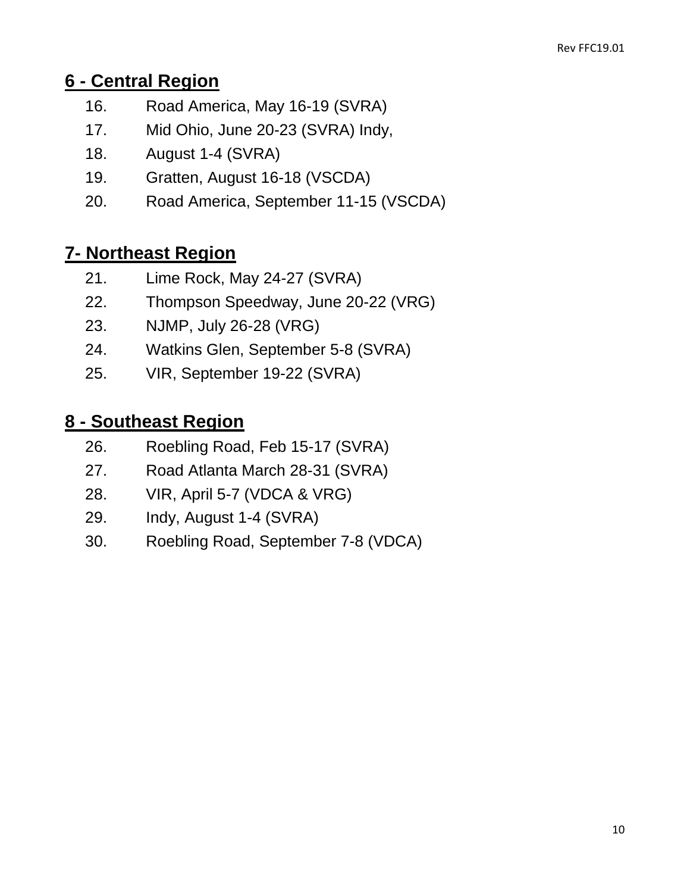## 6 - Central Region

16. Road America, May 16-19 (SVRA)
17. Mid Ohio, June 20-23 (SVRA) Indy,
18. August 1-4 (SVRA)
19. Gratten, August 16-18 (VSCDA)
20. Road America, September 11-15 (VSCDA)

## 7- Northeast Region

21. Lime Rock, May 24-27 (SVRA)
22. Thompson Speedway, June 20-22 (VRG)
23. NJMP, July 26-28 (VRG)
24. Watkins Glen, September 5-8 (SVRA)
25. VIR, September 19-22 (SVRA)

## 8 - Southeast Region

26. Roebling Road, Feb 15-17 (SVRA)
27. Road Atlanta March 28-31 (SVRA)
28. VIR, April 5-7 (VDCA & VRG)
29. Indy, August 1-4 (SVRA)
30. Roebling Road, September 7-8 (VDCA)